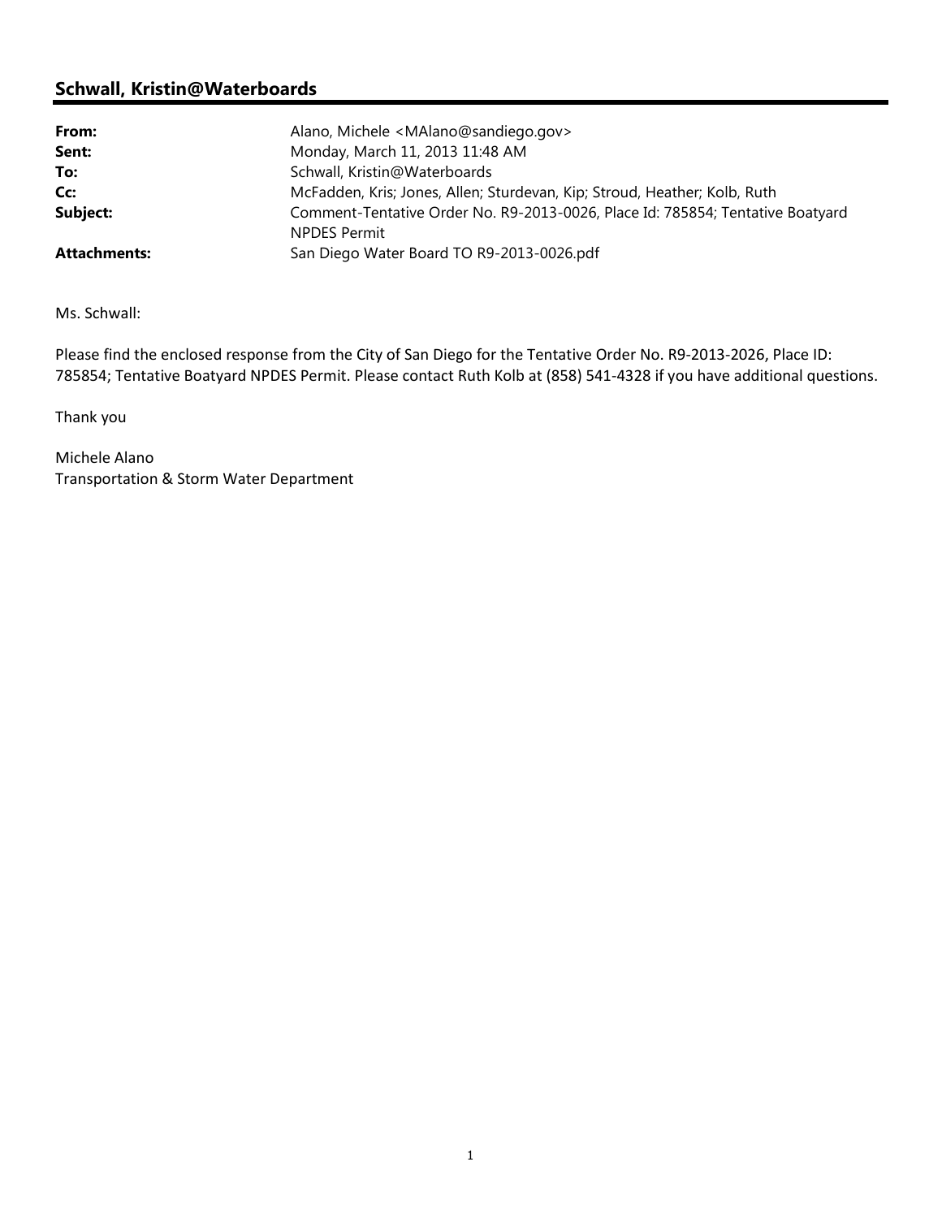## Schwall, Kristin@Waterboards

| | |
|---|---|
| **From:** | Alano, Michele <MAlano@sandiego.gov> |
| **Sent:** | Monday, March 11, 2013 11:48 AM |
| **To:** | Schwall, Kristin@Waterboards |
| **Cc:** | McFadden, Kris; Jones, Allen; Sturdevan, Kip; Stroud, Heather; Kolb, Ruth |
| **Subject:** | Comment-Tentative Order No. R9-2013-0026, Place Id: 785854; Tentative Boatyard NPDES Permit |
| **Attachments:** | San Diego Water Board TO R9-2013-0026.pdf |

Ms. Schwall:

Please find the enclosed response from the City of San Diego for the Tentative Order No. R9-2013-2026, Place ID: 785854; Tentative Boatyard NPDES Permit. Please contact Ruth Kolb at (858) 541-4328 if you have additional questions.

Thank you

Michele Alano
Transportation & Storm Water Department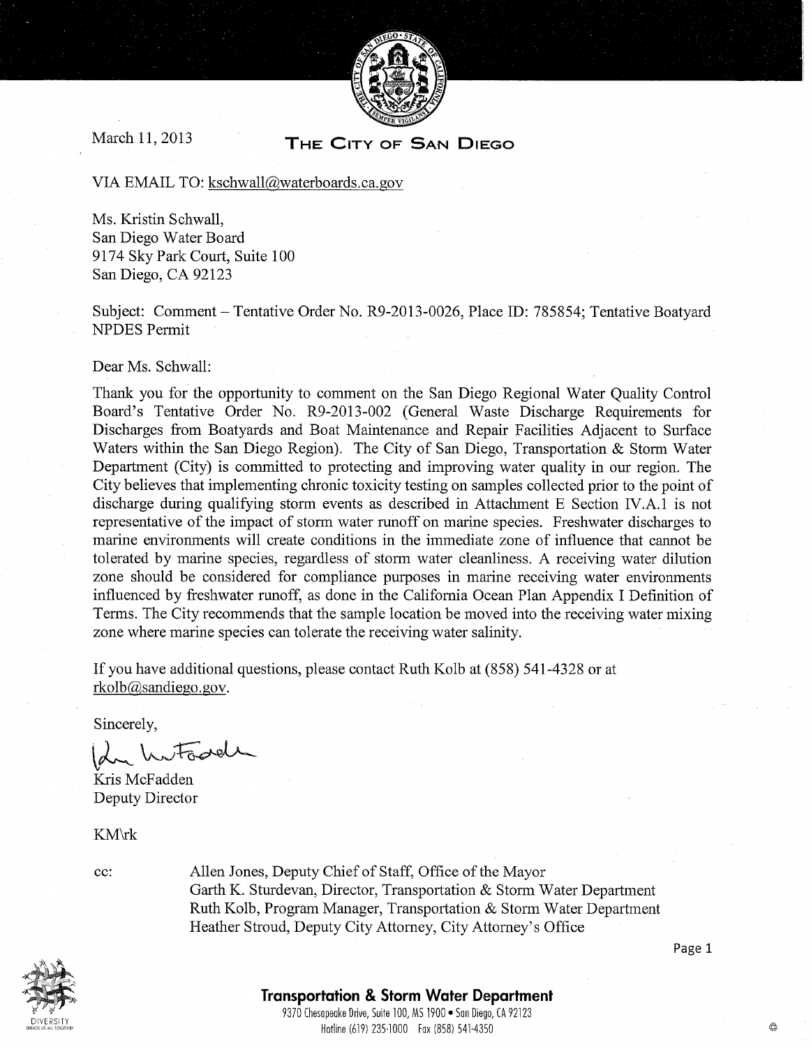March 11, 2013

**THE CITY OF SAN DIEGO**

VIA EMAIL TO: kschwall@waterboards.ca.gov

Ms. Kristin Schwall,
San Diego Water Board
9174 Sky Park Court, Suite 100
San Diego, CA 92123

Subject: Comment – Tentative Order No. R9-2013-0026, Place ID: 785854; Tentative Boatyard NPDES Permit

Dear Ms. Schwall:

Thank you for the opportunity to comment on the San Diego Regional Water Quality Control Board's Tentative Order No. R9-2013-002 (General Waste Discharge Requirements for Discharges from Boatyards and Boat Maintenance and Repair Facilities Adjacent to Surface Waters within the San Diego Region). The City of San Diego, Transportation & Storm Water Department (City) is committed to protecting and improving water quality in our region. The City believes that implementing chronic toxicity testing on samples collected prior to the point of discharge during qualifying storm events as described in Attachment E Section IV.A.1 is not representative of the impact of storm water runoff on marine species. Freshwater discharges to marine environments will create conditions in the immediate zone of influence that cannot be tolerated by marine species, regardless of storm water cleanliness. A receiving water dilution zone should be considered for compliance purposes in marine receiving water environments influenced by freshwater runoff, as done in the California Ocean Plan Appendix I Definition of Terms. The City recommends that the sample location be moved into the receiving water mixing zone where marine species can tolerate the receiving water salinity.

If you have additional questions, please contact Ruth Kolb at (858) 541-4328 or at rkolb@sandiego.gov.

Sincerely,

Kris McFadden
Deputy Director

KM\rk

cc: Allen Jones, Deputy Chief of Staff, Office of the Mayor
Garth K. Sturdevan, Director, Transportation & Storm Water Department
Ruth Kolb, Program Manager, Transportation & Storm Water Department
Heather Stroud, Deputy City Attorney, City Attorney's Office

**Transportation & Storm Water Department**
9370 Chesapeake Drive, Suite 100, MS 1900 • San Diego, CA 92123
Hotline (619) 235-1000 Fax (858) 541-4350